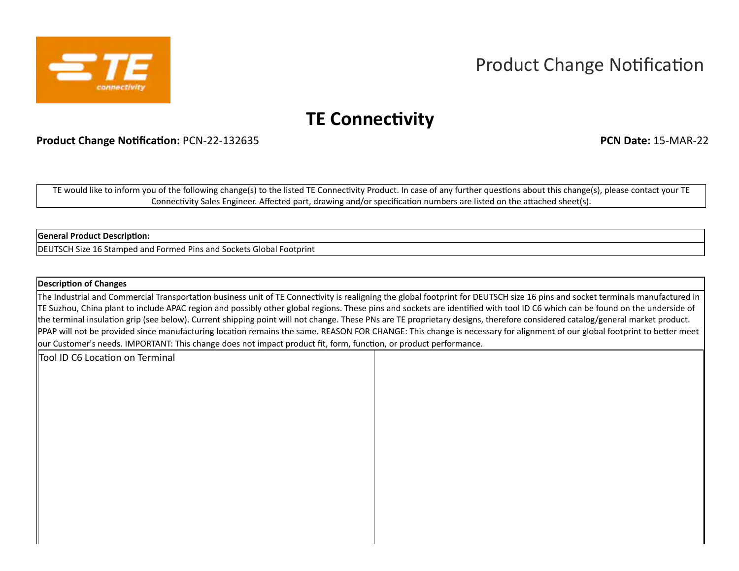Product Change Notification

# TE Connectivity

**Product Change Notification:** PCN-22-132635

**PCN Date:** 15-MAR-22

TE would like to inform you of the following change(s) to the listed TE Connectivity Product. In case of any further questions about this change(s), please contact your TE Connectivity Sales Engineer. Affected part, drawing and/or specification numbers are listed on the attached sheet(s).

| **General Product Description:** |
| --- |
| DEUTSCH Size 16 Stamped and Formed Pins and Sockets Global Footprint |

| **Description of Changes** |
| --- |
| The Industrial and Commercial Transportation business unit of TE Connectivity is realigning the global footprint for DEUTSCH size 16 pins and socket terminals manufactured in TE Suzhou, China plant to include APAC region and possibly other global regions. These pins and sockets are identified with tool ID C6 which can be found on the underside of the terminal insulation grip (see below). Current shipping point will not change. These PNs are TE proprietary designs, therefore considered catalog/general market product. PPAP will not be provided since manufacturing location remains the same. REASON FOR CHANGE: This change is necessary for alignment of our global footprint to better meet our Customer's needs. IMPORTANT: This change does not impact product fit, form, function, or product performance. |

| Tool ID C6 Location on Terminal | |
| --- | --- |
| | |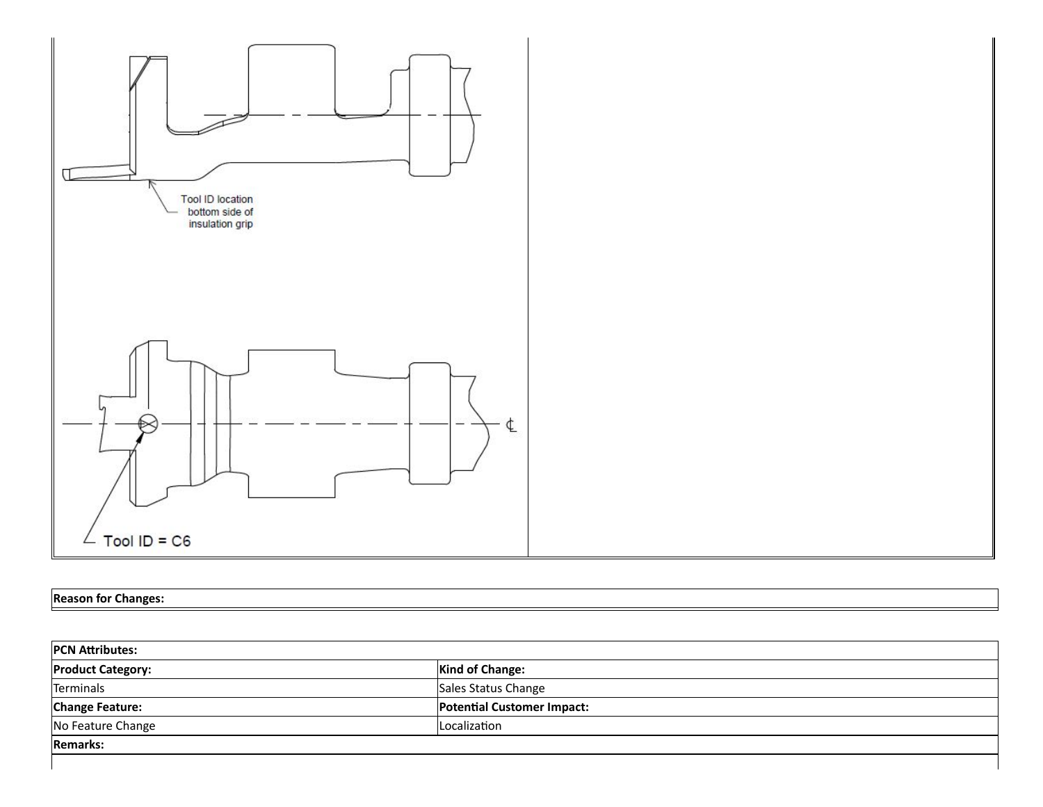Tool ID location bottom side of insulation grip

Tool ID = C6

| Reason for Changes: |
| --- |
| |

| PCN Attributes: | |
| --- | --- |
| **Product Category:** | **Kind of Change:** |
| Terminals | Sales Status Change |
| **Change Feature:** | **Potential Customer Impact:** |
| No Feature Change | Localization |
| **Remarks:** | |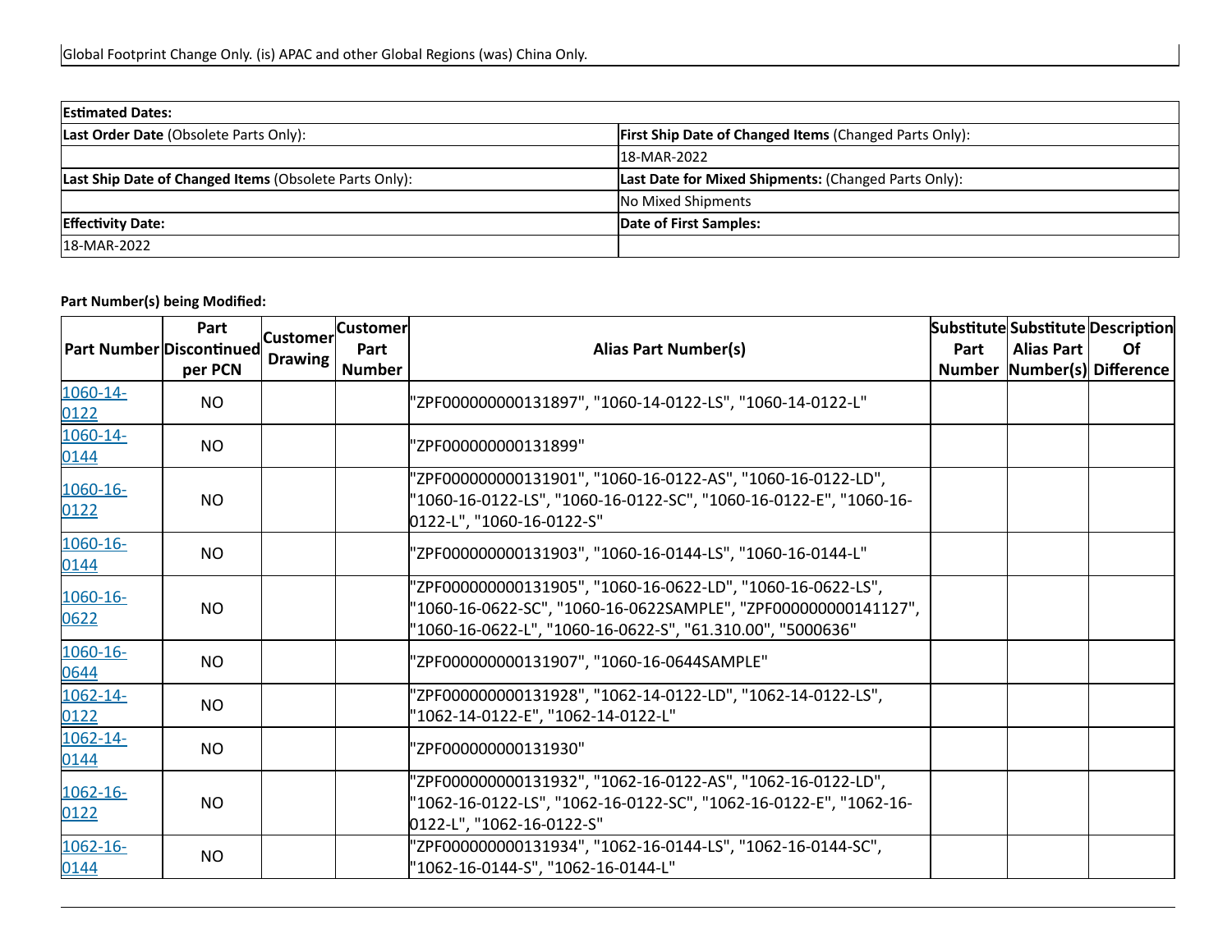Global Footprint Change Only. (is) APAC and other Global Regions (was) China Only.

| **Estimated Dates:** | |
|---|---|
| **Last Order Date** (Obsolete Parts Only): | **First Ship Date of Changed Items** (Changed Parts Only): |
| | 18-MAR-2022 |
| **Last Ship Date of Changed Items** (Obsolete Parts Only): | **Last Date for Mixed Shipments:** (Changed Parts Only): |
| | No Mixed Shipments |
| **Effectivity Date:** | **Date of First Samples:** |
| 18-MAR-2022 | |

**Part Number(s) being Modified:**

| Part Number | Part Discontinued per PCN | Customer Drawing | Customer Part Number | Alias Part Number(s) | Substitute Part Number | Substitute Alias Part Number(s) | Description Of Difference |
|---|---|---|---|---|---|---|---|
| 1060-14-0122 | NO | | | "ZPF000000000131897", "1060-14-0122-LS", "1060-14-0122-L" | | | |
| 1060-14-0144 | NO | | | "ZPF000000000131899" | | | |
| 1060-16-0122 | NO | | | "ZPF000000000131901", "1060-16-0122-AS", "1060-16-0122-LD", "1060-16-0122-LS", "1060-16-0122-SC", "1060-16-0122-E", "1060-16-0122-L", "1060-16-0122-S" | | | |
| 1060-16-0144 | NO | | | "ZPF000000000131903", "1060-16-0144-LS", "1060-16-0144-L" | | | |
| 1060-16-0622 | NO | | | "ZPF000000000131905", "1060-16-0622-LD", "1060-16-0622-LS", "1060-16-0622-SC", "1060-16-0622SAMPLE", "ZPF000000000141127", "1060-16-0622-L", "1060-16-0622-S", "61.310.00", "5000636" | | | |
| 1060-16-0644 | NO | | | "ZPF000000000131907", "1060-16-0644SAMPLE" | | | |
| 1062-14-0122 | NO | | | "ZPF000000000131928", "1062-14-0122-LD", "1062-14-0122-LS", "1062-14-0122-E", "1062-14-0122-L" | | | |
| 1062-14-0144 | NO | | | "ZPF000000000131930" | | | |
| 1062-16-0122 | NO | | | "ZPF000000000131932", "1062-16-0122-AS", "1062-16-0122-LD", "1062-16-0122-LS", "1062-16-0122-SC", "1062-16-0122-E", "1062-16-0122-L", "1062-16-0122-S" | | | |
| 1062-16-0144 | NO | | | "ZPF000000000131934", "1062-16-0144-LS", "1062-16-0144-SC", "1062-16-0144-S", "1062-16-0144-L" | | | |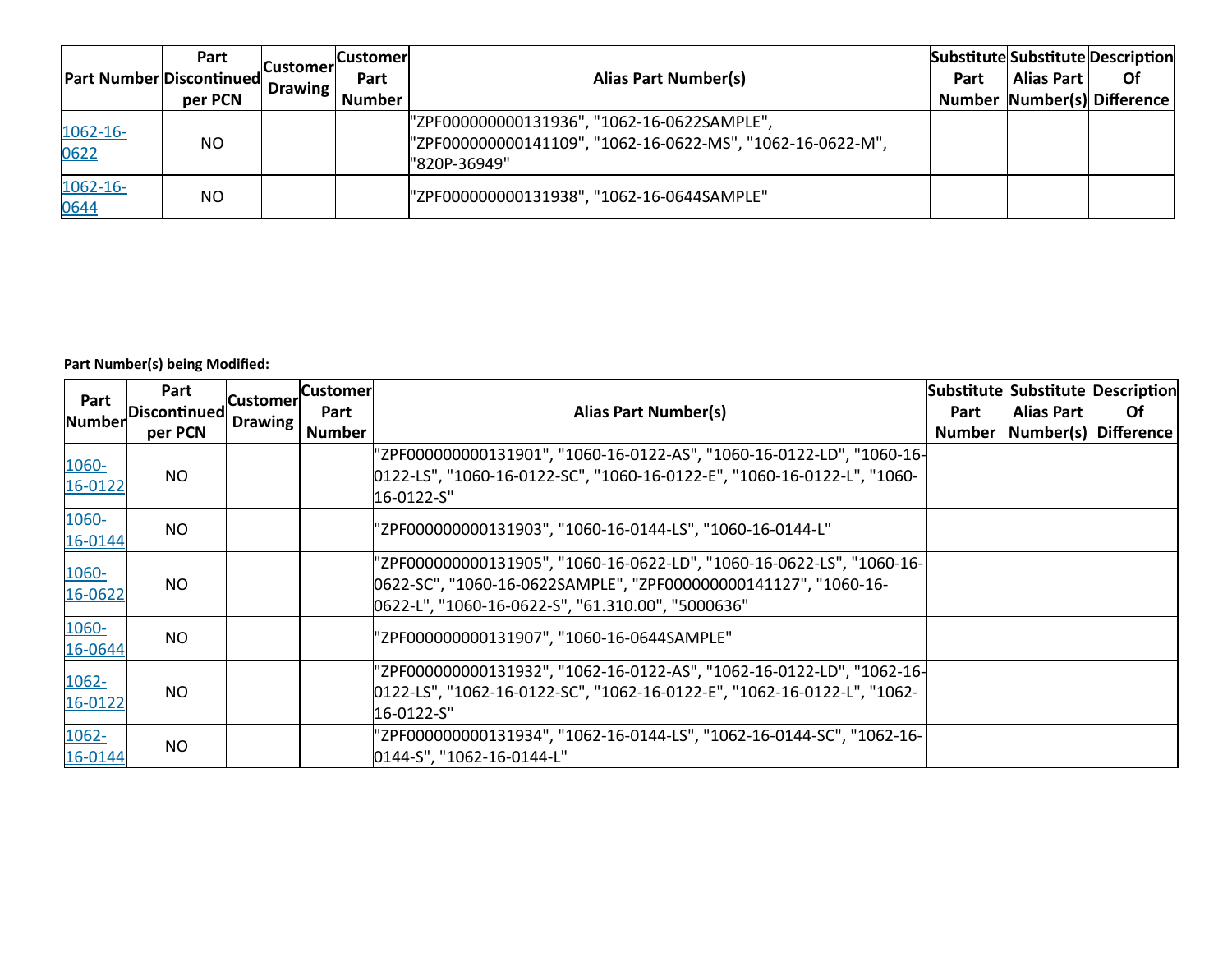| Part Number | Part Discontinued per PCN | Customer Drawing | Customer Part Number | Alias Part Number(s) | Substitute Part Number | Substitute Alias Part Number(s) | Description Of Difference |
|---|---|---|---|---|---|---|---|
| 1062-16-0622 | NO | | | "ZPF000000000131936", "1062-16-0622SAMPLE", "ZPF000000000141109", "1062-16-0622-MS", "1062-16-0622-M", "820P-36949" | | | |
| 1062-16-0644 | NO | | | "ZPF000000000131938", "1062-16-0644SAMPLE" | | | |

**Part Number(s) being Modified:**

| Part Number | Part Discontinued per PCN | Customer Drawing | Customer Part Number | Alias Part Number(s) | Substitute Part Number | Substitute Alias Part Number(s) | Description Of Difference |
|---|---|---|---|---|---|---|---|
| 1060-16-0122 | NO | | | "ZPF000000000131901", "1060-16-0122-AS", "1060-16-0122-LD", "1060-16-0122-LS", "1060-16-0122-SC", "1060-16-0122-E", "1060-16-0122-L", "1060-16-0122-S" | | | |
| 1060-16-0144 | NO | | | "ZPF000000000131903", "1060-16-0144-LS", "1060-16-0144-L" | | | |
| 1060-16-0622 | NO | | | "ZPF000000000131905", "1060-16-0622-LD", "1060-16-0622-LS", "1060-16-0622-SC", "1060-16-0622SAMPLE", "ZPF000000000141127", "1060-16-0622-L", "1060-16-0622-S", "61.310.00", "5000636" | | | |
| 1060-16-0644 | NO | | | "ZPF000000000131907", "1060-16-0644SAMPLE" | | | |
| 1062-16-0122 | NO | | | "ZPF000000000131932", "1062-16-0122-AS", "1062-16-0122-LD", "1062-16-0122-LS", "1062-16-0122-SC", "1062-16-0122-E", "1062-16-0122-L", "1062-16-0122-S" | | | |
| 1062-16-0144 | NO | | | "ZPF000000000131934", "1062-16-0144-LS", "1062-16-0144-SC", "1062-16-0144-S", "1062-16-0144-L" | | | |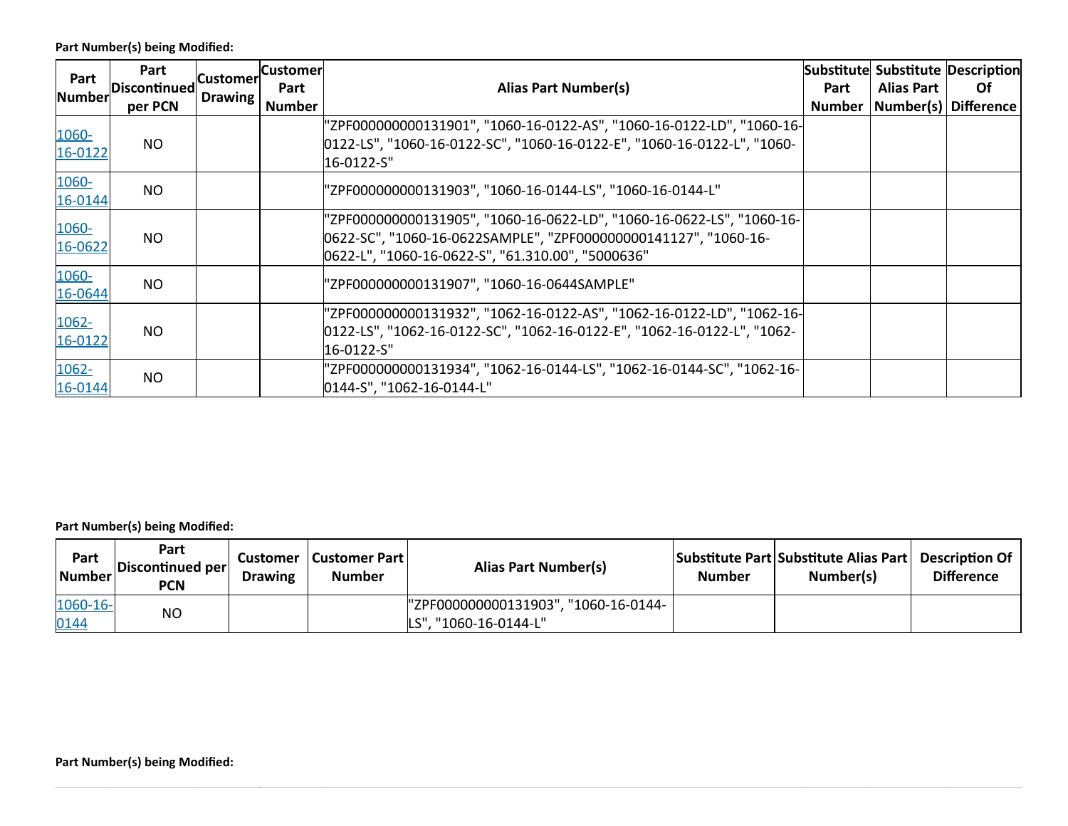**Part Number(s) being Modified:**

| Part Number | Part Discontinued per PCN | Customer Drawing | Customer Part Number | Alias Part Number(s) | Substitute Part Number | Substitute Alias Part Number(s) | Description Of Difference |
|---|---|---|---|---|---|---|---|
| 1060-16-0122 | NO | | | "ZPF000000000131901", "1060-16-0122-AS", "1060-16-0122-LD", "1060-16-0122-LS", "1060-16-0122-SC", "1060-16-0122-E", "1060-16-0122-L", "1060-16-0122-S" | | | |
| 1060-16-0144 | NO | | | "ZPF000000000131903", "1060-16-0144-LS", "1060-16-0144-L" | | | |
| 1060-16-0622 | NO | | | "ZPF000000000131905", "1060-16-0622-LD", "1060-16-0622-LS", "1060-16-0622-SC", "1060-16-0622SAMPLE", "ZPF000000000141127", "1060-16-0622-L", "1060-16-0622-S", "61.310.00", "5000636" | | | |
| 1060-16-0644 | NO | | | "ZPF000000000131907", "1060-16-0644SAMPLE" | | | |
| 1062-16-0122 | NO | | | "ZPF000000000131932", "1062-16-0122-AS", "1062-16-0122-LD", "1062-16-0122-LS", "1062-16-0122-SC", "1062-16-0122-E", "1062-16-0122-L", "1062-16-0122-S" | | | |
| 1062-16-0144 | NO | | | "ZPF000000000131934", "1062-16-0144-LS", "1062-16-0144-SC", "1062-16-0144-S", "1062-16-0144-L" | | | |

**Part Number(s) being Modified:**

| Part Number | Part Discontinued per PCN | Customer Drawing | Customer Part Number | Alias Part Number(s) | Substitute Part Number | Substitute Alias Part Number(s) | Description Of Difference |
|---|---|---|---|---|---|---|---|
| 1060-16-0144 | NO | | | "ZPF000000000131903", "1060-16-0144-LS", "1060-16-0144-L" | | | |

**Part Number(s) being Modified:**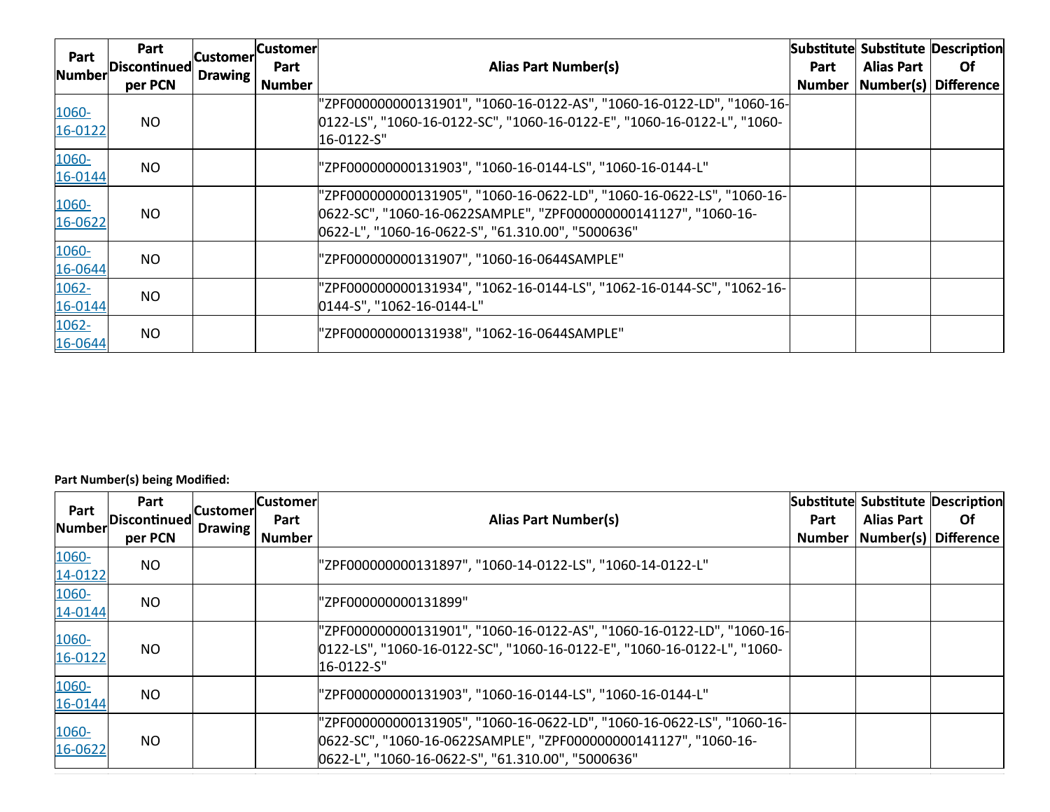| Part Number | Part Discontinued per PCN | Customer Drawing | Customer Part Number | Alias Part Number(s) | Substitute Part Number | Substitute Alias Part Number(s) | Description Of Difference |
|---|---|---|---|---|---|---|---|
| 1060-16-0122 | NO | | | "ZPF000000000131901", "1060-16-0122-AS", "1060-16-0122-LD", "1060-16-0122-LS", "1060-16-0122-SC", "1060-16-0122-E", "1060-16-0122-L", "1060-16-0122-S" | | | |
| 1060-16-0144 | NO | | | "ZPF000000000131903", "1060-16-0144-LS", "1060-16-0144-L" | | | |
| 1060-16-0622 | NO | | | "ZPF000000000131905", "1060-16-0622-LD", "1060-16-0622-LS", "1060-16-0622-SC", "1060-16-0622SAMPLE", "ZPF000000000141127", "1060-16-0622-L", "1060-16-0622-S", "61.310.00", "5000636" | | | |
| 1060-16-0644 | NO | | | "ZPF000000000131907", "1060-16-0644SAMPLE" | | | |
| 1062-16-0144 | NO | | | "ZPF000000000131934", "1062-16-0144-LS", "1062-16-0144-SC", "1062-16-0144-S", "1062-16-0144-L" | | | |
| 1062-16-0644 | NO | | | "ZPF000000000131938", "1062-16-0644SAMPLE" | | | |

**Part Number(s) being Modified:**

| Part Number | Part Discontinued per PCN | Customer Drawing | Customer Part Number | Alias Part Number(s) | Substitute Part Number | Substitute Alias Part Number(s) | Description Of Difference |
|---|---|---|---|---|---|---|---|
| 1060-14-0122 | NO | | | "ZPF000000000131897", "1060-14-0122-LS", "1060-14-0122-L" | | | |
| 1060-14-0144 | NO | | | "ZPF000000000131899" | | | |
| 1060-16-0122 | NO | | | "ZPF000000000131901", "1060-16-0122-AS", "1060-16-0122-LD", "1060-16-0122-LS", "1060-16-0122-SC", "1060-16-0122-E", "1060-16-0122-L", "1060-16-0122-S" | | | |
| 1060-16-0144 | NO | | | "ZPF000000000131903", "1060-16-0144-LS", "1060-16-0144-L" | | | |
| 1060-16-0622 | NO | | | "ZPF000000000131905", "1060-16-0622-LD", "1060-16-0622-LS", "1060-16-0622-SC", "1060-16-0622SAMPLE", "ZPF000000000141127", "1060-16-0622-L", "1060-16-0622-S", "61.310.00", "5000636" | | | |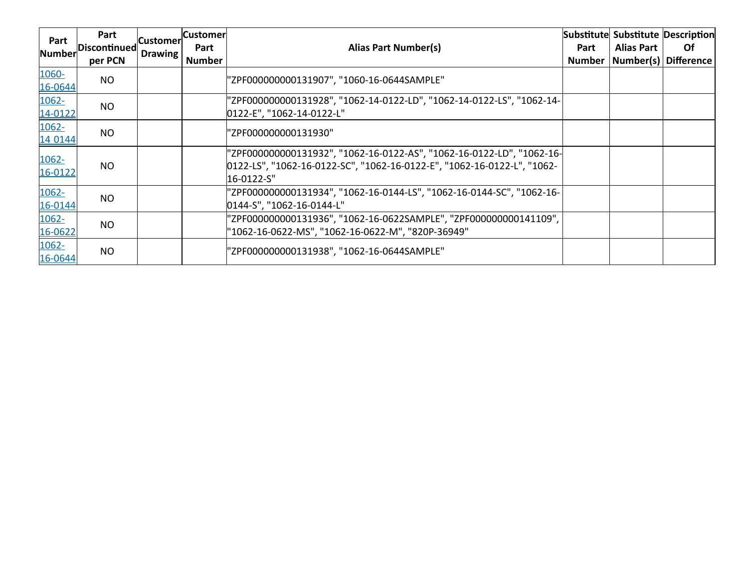| Part Number | Part Discontinued per PCN | Customer Drawing | Customer Part Number | Alias Part Number(s) | Substitute Part Number | Substitute Alias Part Number(s) | Description Of Difference |
|---|---|---|---|---|---|---|---|
| 1060-16-0644 | NO | | | "ZPF000000000131907", "1060-16-0644SAMPLE" | | | |
| 1062-14-0122 | NO | | | "ZPF000000000131928", "1062-14-0122-LD", "1062-14-0122-LS", "1062-14-0122-E", "1062-14-0122-L" | | | |
| 1062-14 0144 | NO | | | "ZPF000000000131930" | | | |
| 1062-16-0122 | NO | | | "ZPF000000000131932", "1062-16-0122-AS", "1062-16-0122-LD", "1062-16-0122-LS", "1062-16-0122-SC", "1062-16-0122-E", "1062-16-0122-L", "1062-16-0122-S" | | | |
| 1062-16-0144 | NO | | | "ZPF000000000131934", "1062-16-0144-LS", "1062-16-0144-SC", "1062-16-0144-S", "1062-16-0144-L" | | | |
| 1062-16-0622 | NO | | | "ZPF000000000131936", "1062-16-0622SAMPLE", "ZPF000000000141109", "1062-16-0622-MS", "1062-16-0622-M", "820P-36949" | | | |
| 1062-16-0644 | NO | | | "ZPF000000000131938", "1062-16-0644SAMPLE" | | | |